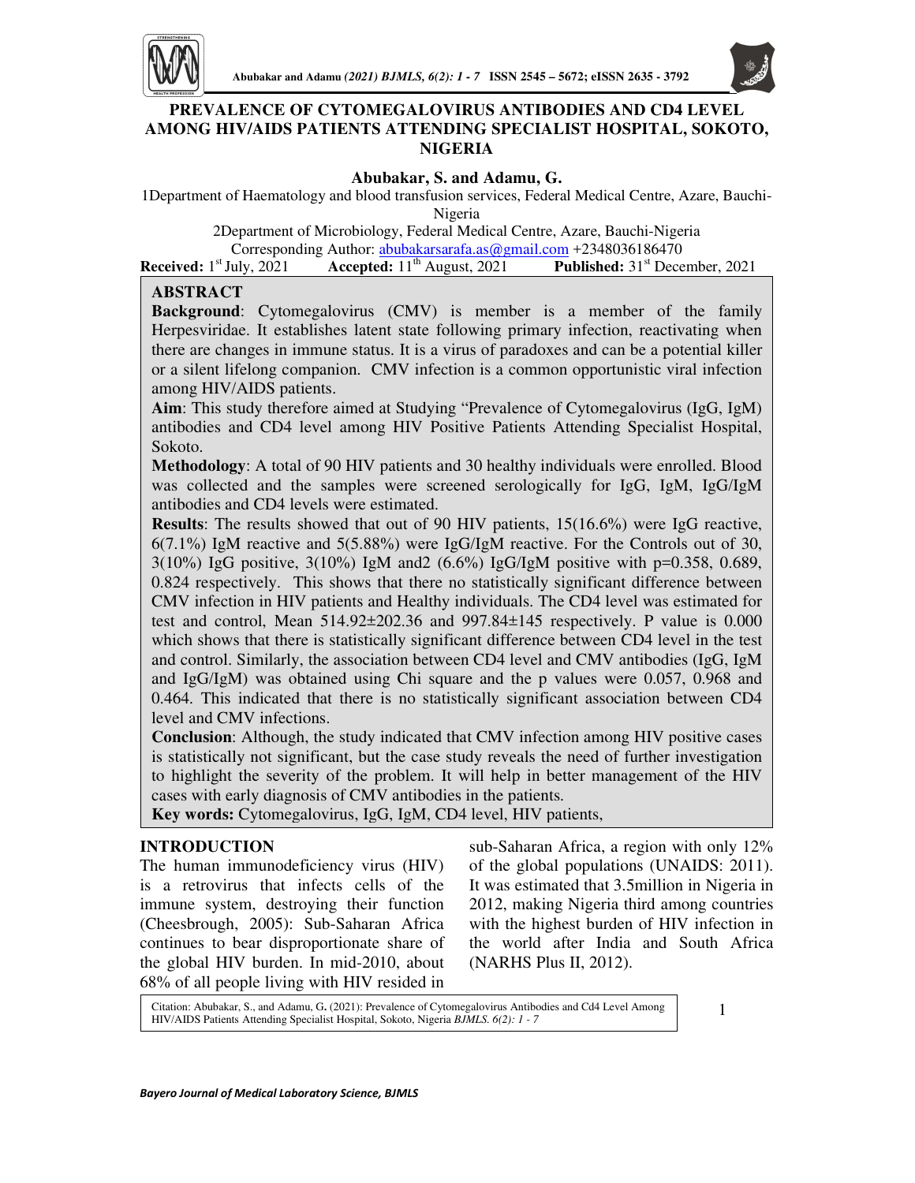# PREVALENCE OF CYTOMEGALOVIRUS ANTIBODIES AND CD4 LEVEL AMONG HIV/AIDS PATIENTS ATTENDING SPECIALIST HOSPITAL, SOKOTO, NIGERIA

**Abubakar, S. and Adamu, G.**

1Department of Haematology and blood transfusion services, Federal Medical Centre, Azare, Bauchi-Nigeria

2Department of Microbiology, Federal Medical Centre, Azare, Bauchi-Nigeria

Corresponding Author: abubakarsarafa.as@gmail.com +2348036186470

**Received:** 1st July, 2021 **Accepted:** 11th August, 2021 **Published:** 31st December, 2021

## ABSTRACT

**Background**: Cytomegalovirus (CMV) is member is a member of the family Herpesviridae. It establishes latent state following primary infection, reactivating when there are changes in immune status. It is a virus of paradoxes and can be a potential killer or a silent lifelong companion. CMV infection is a common opportunistic viral infection among HIV/AIDS patients.

**Aim**: This study therefore aimed at Studying "Prevalence of Cytomegalovirus (IgG, IgM) antibodies and CD4 level among HIV Positive Patients Attending Specialist Hospital, Sokoto.

**Methodology**: A total of 90 HIV patients and 30 healthy individuals were enrolled. Blood was collected and the samples were screened serologically for IgG, IgM, IgG/IgM antibodies and CD4 levels were estimated.

**Results**: The results showed that out of 90 HIV patients, 15(16.6%) were IgG reactive, 6(7.1%) IgM reactive and 5(5.88%) were IgG/IgM reactive. For the Controls out of 30, 3(10%) IgG positive, 3(10%) IgM and2 (6.6%) IgG/IgM positive with p=0.358, 0.689, 0.824 respectively. This shows that there no statistically significant difference between CMV infection in HIV patients and Healthy individuals. The CD4 level was estimated for test and control, Mean 514.92±202.36 and 997.84±145 respectively. P value is 0.000 which shows that there is statistically significant difference between CD4 level in the test and control. Similarly, the association between CD4 level and CMV antibodies (IgG, IgM and IgG/IgM) was obtained using Chi square and the p values were 0.057, 0.968 and 0.464. This indicated that there is no statistically significant association between CD4 level and CMV infections.

**Conclusion**: Although, the study indicated that CMV infection among HIV positive cases is statistically not significant, but the case study reveals the need of further investigation to highlight the severity of the problem. It will help in better management of the HIV cases with early diagnosis of CMV antibodies in the patients.

**Key words:** Cytomegalovirus, IgG, IgM, CD4 level, HIV patients,

## INTRODUCTION

The human immunodeficiency virus (HIV) is a retrovirus that infects cells of the immune system, destroying their function (Cheesbrough, 2005): Sub-Saharan Africa continues to bear disproportionate share of the global HIV burden. In mid-2010, about 68% of all people living with HIV resided in sub-Saharan Africa, a region with only 12% of the global populations (UNAIDS: 2011). It was estimated that 3.5million in Nigeria in 2012, making Nigeria third among countries with the highest burden of HIV infection in the world after India and South Africa (NARHS Plus II, 2012).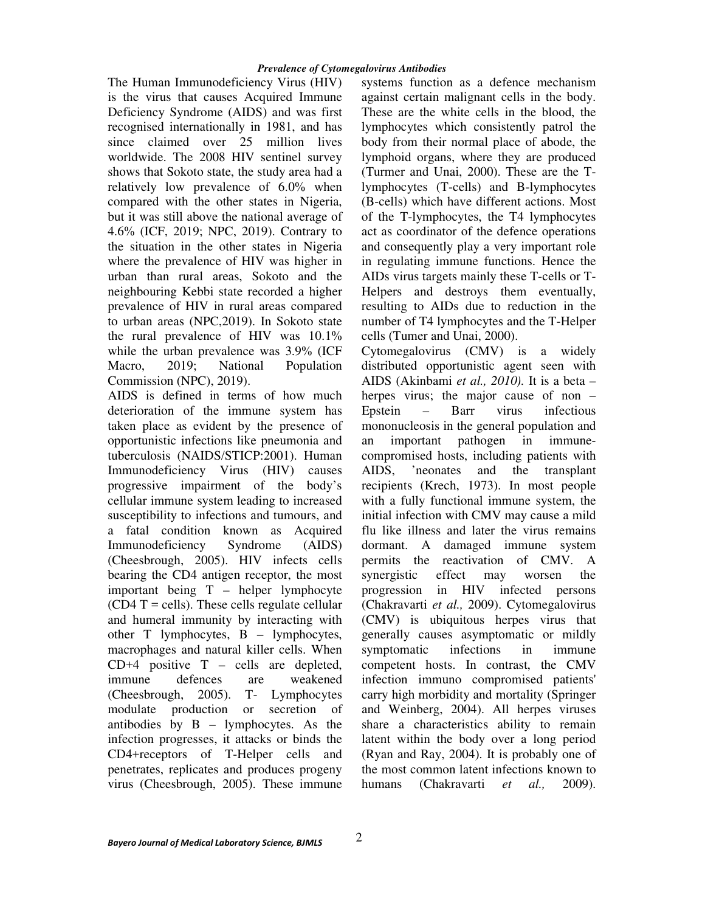The Human Immunodeficiency Virus (HIV) is the virus that causes Acquired Immune Deficiency Syndrome (AIDS) and was first recognised internationally in 1981, and has since claimed over 25 million lives worldwide. The 2008 HIV sentinel survey shows that Sokoto state, the study area had a relatively low prevalence of 6.0% when compared with the other states in Nigeria, but it was still above the national average of 4.6% (ICF, 2019; NPC, 2019). Contrary to the situation in the other states in Nigeria where the prevalence of HIV was higher in urban than rural areas, Sokoto and the neighbouring Kebbi state recorded a higher prevalence of HIV in rural areas compared to urban areas (NPC,2019). In Sokoto state the rural prevalence of HIV was 10.1% while the urban prevalence was 3.9% (ICF Macro, 2019; National Population Commission (NPC), 2019).

AIDS is defined in terms of how much deterioration of the immune system has taken place as evident by the presence of opportunistic infections like pneumonia and tuberculosis (NAIDS/STICP:2001). Human Immunodeficiency Virus (HIV) causes progressive impairment of the body's cellular immune system leading to increased susceptibility to infections and tumours, and a fatal condition known as Acquired Immunodeficiency Syndrome (AIDS) (Cheesbrough, 2005). HIV infects cells bearing the CD4 antigen receptor, the most important being T – helper lymphocyte (CD4 T = cells). These cells regulate cellular and humeral immunity by interacting with other T lymphocytes, B – lymphocytes, macrophages and natural killer cells. When CD+4 positive T – cells are depleted, immune defences are weakened (Cheesbrough, 2005). T- Lymphocytes modulate production or secretion of antibodies by B – lymphocytes. As the infection progresses, it attacks or binds the CD4+receptors of T-Helper cells and penetrates, replicates and produces progeny virus (Cheesbrough, 2005). These immune systems function as a defence mechanism against certain malignant cells in the body. These are the white cells in the blood, the lymphocytes which consistently patrol the body from their normal place of abode, the lymphoid organs, where they are produced (Turmer and Unai, 2000). These are the T-lymphocytes (T-cells) and B-lymphocytes (B-cells) which have different actions. Most of the T-lymphocytes, the T4 lymphocytes act as coordinator of the defence operations and consequently play a very important role in regulating immune functions. Hence the AIDs virus targets mainly these T-cells or T-Helpers and destroys them eventually, resulting to AIDs due to reduction in the number of T4 lymphocytes and the T-Helper cells (Tumer and Unai, 2000).

Cytomegalovirus (CMV) is a widely distributed opportunistic agent seen with AIDS (Akinbami *et al., 2010).* It is a beta – herpes virus; the major cause of non – Epstein – Barr virus infectious mononucleosis in the general population and an important pathogen in immune-compromised hosts, including patients with AIDS, 'neonates and the transplant recipients (Krech, 1973). In most people with a fully functional immune system, the initial infection with CMV may cause a mild flu like illness and later the virus remains dormant. A damaged immune system permits the reactivation of CMV. A synergistic effect may worsen the progression in HIV infected persons (Chakravarti *et al.,* 2009). Cytomegalovirus (CMV) is ubiquitous herpes virus that generally causes asymptomatic or mildly symptomatic infections in immune competent hosts. In contrast, the CMV infection immuno compromised patients' carry high morbidity and mortality (Springer and Weinberg, 2004). All herpes viruses share a characteristics ability to remain latent within the body over a long period (Ryan and Ray, 2004). It is probably one of the most common latent infections known to humans (Chakravarti *et al.,* 2009).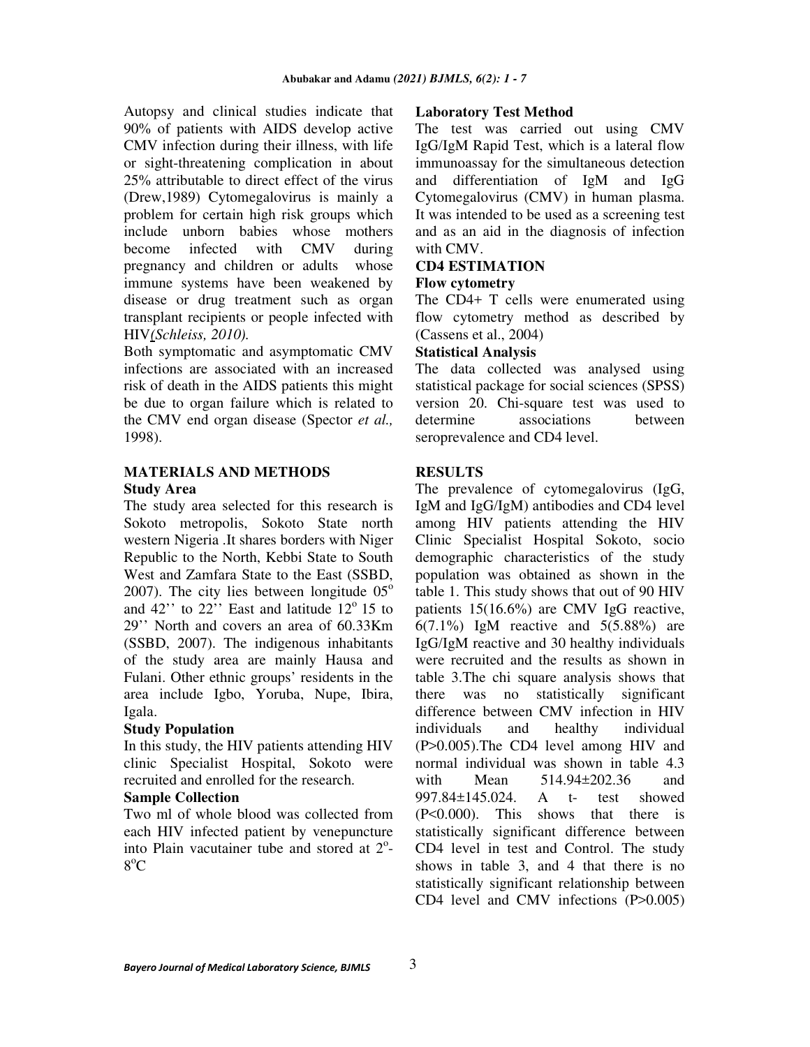Autopsy and clinical studies indicate that 90% of patients with AIDS develop active CMV infection during their illness, with life or sight-threatening complication in about 25% attributable to direct effect of the virus (Drew,1989) Cytomegalovirus is mainly a problem for certain high risk groups which include unborn babies whose mothers become infected with CMV during pregnancy and children or adults whose immune systems have been weakened by disease or drug treatment such as organ transplant recipients or people infected with HIV*(Schleiss, 2010).*

Both symptomatic and asymptomatic CMV infections are associated with an increased risk of death in the AIDS patients this might be due to organ failure which is related to the CMV end organ disease (Spector *et al.,* 1998).

## MATERIALS AND METHODS

### Study Area

The study area selected for this research is Sokoto metropolis, Sokoto State north western Nigeria .It shares borders with Niger Republic to the North, Kebbi State to South West and Zamfara State to the East (SSBD, 2007). The city lies between longitude 05$^o$ and 42'' to 22'' East and latitude 12$^o$ 15 to 29'' North and covers an area of 60.33Km (SSBD, 2007). The indigenous inhabitants of the study area are mainly Hausa and Fulani. Other ethnic groups' residents in the area include Igbo, Yoruba, Nupe, Ibira, Igala.

### Study Population

In this study, the HIV patients attending HIV clinic Specialist Hospital, Sokoto were recruited and enrolled for the research.

### Sample Collection

Two ml of whole blood was collected from each HIV infected patient by venepuncture into Plain vacutainer tube and stored at 2$^o$-8$^o$C

### Laboratory Test Method

The test was carried out using CMV IgG/IgM Rapid Test, which is a lateral flow immunoassay for the simultaneous detection and differentiation of IgM and IgG Cytomegalovirus (CMV) in human plasma. It was intended to be used as a screening test and as an aid in the diagnosis of infection with CMV.

### CD4 ESTIMATION

### Flow cytometry

The CD4+ T cells were enumerated using flow cytometry method as described by (Cassens et al., 2004)

### Statistical Analysis

The data collected was analysed using statistical package for social sciences (SPSS) version 20. Chi-square test was used to determine associations between seroprevalence and CD4 level.

## RESULTS

The prevalence of cytomegalovirus (IgG, IgM and IgG/IgM) antibodies and CD4 level among HIV patients attending the HIV Clinic Specialist Hospital Sokoto, socio demographic characteristics of the study population was obtained as shown in the table 1. This study shows that out of 90 HIV patients 15(16.6%) are CMV IgG reactive, 6(7.1%) IgM reactive and 5(5.88%) are IgG/IgM reactive and 30 healthy individuals were recruited and the results as shown in table 3.The chi square analysis shows that there was no statistically significant difference between CMV infection in HIV individuals and healthy individual (P>0.005).The CD4 level among HIV and normal individual was shown in table 4.3 with Mean 514.94±202.36 and 997.84±145.024. A t- test showed (P<0.000). This shows that there is statistically significant difference between CD4 level in test and Control. The study shows in table 3, and 4 that there is no statistically significant relationship between CD4 level and CMV infections (P>0.005)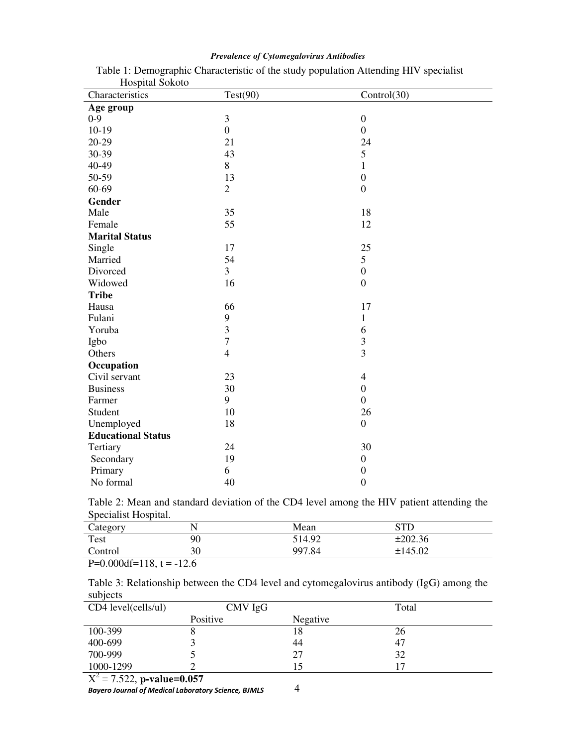Table 1: Demographic Characteristic of the study population Attending HIV specialist Hospital Sokoto

| Characteristics | Test(90) | Control(30) |
|---|---|---|
| **Age group** | | |
| 0-9 | 3 | 0 |
| 10-19 | 0 | 0 |
| 20-29 | 21 | 24 |
| 30-39 | 43 | 5 |
| 40-49 | 8 | 1 |
| 50-59 | 13 | 0 |
| 60-69 | 2 | 0 |
| **Gender** | | |
| Male | 35 | 18 |
| Female | 55 | 12 |
| **Marital Status** | | |
| Single | 17 | 25 |
| Married | 54 | 5 |
| Divorced | 3 | 0 |
| Widowed | 16 | 0 |
| **Tribe** | | |
| Hausa | 66 | 17 |
| Fulani | 9 | 1 |
| Yoruba | 3 | 6 |
| Igbo | 7 | 3 |
| Others | 4 | 3 |
| **Occupation** | | |
| Civil servant | 23 | 4 |
| Business | 30 | 0 |
| Farmer | 9 | 0 |
| Student | 10 | 26 |
| Unemployed | 18 | 0 |
| **Educational Status** | | |
| Tertiary | 24 | 30 |
| Secondary | 19 | 0 |
| Primary | 6 | 0 |
| No formal | 40 | 0 |

Table 2: Mean and standard deviation of the CD4 level among the HIV patient attending the Specialist Hospital.

| Category | N | Mean | STD |
|---|---|---|---|
| Test | 90 | 514.92 | ±202.36 |
| Control | 30 | 997.84 | ±145.02 |

P=0.000df=118, t = -12.6

Table 3: Relationship between the CD4 level and cytomegalovirus antibody (IgG) among the subjects

| CD4 level(cells/ul) | CMV IgG | | Total |
|---|---|---|---|
| | Positive | Negative | |
| 100-399 | 8 | 18 | 26 |
| 400-699 | 3 | 44 | 47 |
| 700-999 | 5 | 27 | 32 |
| 1000-1299 | 2 | 15 | 17 |

$X^2$ = 7.522, **p-value=0.057**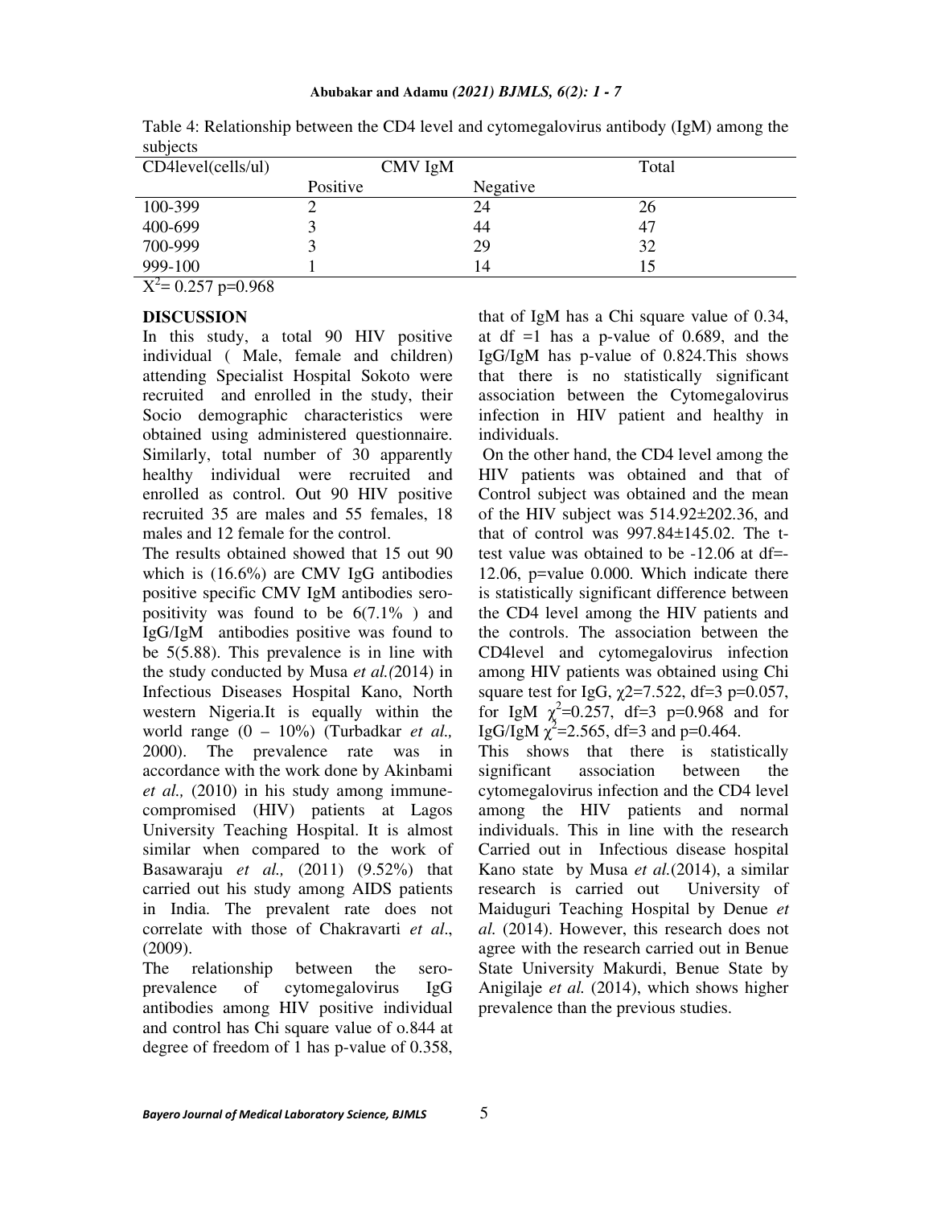Table 4: Relationship between the CD4 level and cytomegalovirus antibody (IgM) among the subjects

| CD4level(cells/ul) | CMV IgM | | Total |
|---|---|---|---|
| | Positive | Negative | |
| 100-399 | 2 | 24 | 26 |
| 400-699 | 3 | 44 | 47 |
| 700-999 | 3 | 29 | 32 |
| 999-100 | 1 | 14 | 15 |

$X^2$= 0.257 p=0.968

## DISCUSSION

In this study, a total 90 HIV positive individual ( Male, female and children) attending Specialist Hospital Sokoto were recruited and enrolled in the study, their Socio demographic characteristics were obtained using administered questionnaire. Similarly, total number of 30 apparently healthy individual were recruited and enrolled as control. Out 90 HIV positive recruited 35 are males and 55 females, 18 males and 12 female for the control.

The results obtained showed that 15 out 90 which is (16.6%) are CMV IgG antibodies positive specific CMV IgM antibodies sero-positivity was found to be 6(7.1% ) and IgG/IgM antibodies positive was found to be 5(5.88). This prevalence is in line with the study conducted by Musa *et al.(*2014) in Infectious Diseases Hospital Kano, North western Nigeria.It is equally within the world range (0 – 10%) (Turbadkar *et al.,* 2000). The prevalence rate was in accordance with the work done by Akinbami *et al.,* (2010) in his study among immune-compromised (HIV) patients at Lagos University Teaching Hospital. It is almost similar when compared to the work of Basawaraju *et al.,* (2011) (9.52%) that carried out his study among AIDS patients in India. The prevalent rate does not correlate with those of Chakravarti *et al*., (2009).

The relationship between the sero-prevalence of cytomegalovirus IgG antibodies among HIV positive individual and control has Chi square value of o.844 at degree of freedom of 1 has p-value of 0.358, that of IgM has a Chi square value of 0.34, at df =1 has a p-value of 0.689, and the IgG/IgM has p-value of 0.824.This shows that there is no statistically significant association between the Cytomegalovirus infection in HIV patient and healthy in individuals.

On the other hand, the CD4 level among the HIV patients was obtained and that of Control subject was obtained and the mean of the HIV subject was 514.92±202.36, and that of control was 997.84±145.02. The t-test value was obtained to be -12.06 at df=-12.06, p=value 0.000. Which indicate there is statistically significant difference between the CD4 level among the HIV patients and the controls. The association between the CD4level and cytomegalovirus infection among HIV patients was obtained using Chi square test for IgG, $\chi2$=7.522, df=3 p=0.057, for IgM $\chi^2$=0.257, df=3 p=0.968 and for IgG/IgM $\chi^2$=2.565, df=3 and p=0.464.

This shows that there is statistically significant association between the cytomegalovirus infection and the CD4 level among the HIV patients and normal individuals. This in line with the research Carried out in Infectious disease hospital Kano state by Musa *et al.*(2014), a similar research is carried out University of Maiduguri Teaching Hospital by Denue *et al.* (2014). However, this research does not agree with the research carried out in Benue State University Makurdi, Benue State by Anigilaje *et al.* (2014), which shows higher prevalence than the previous studies.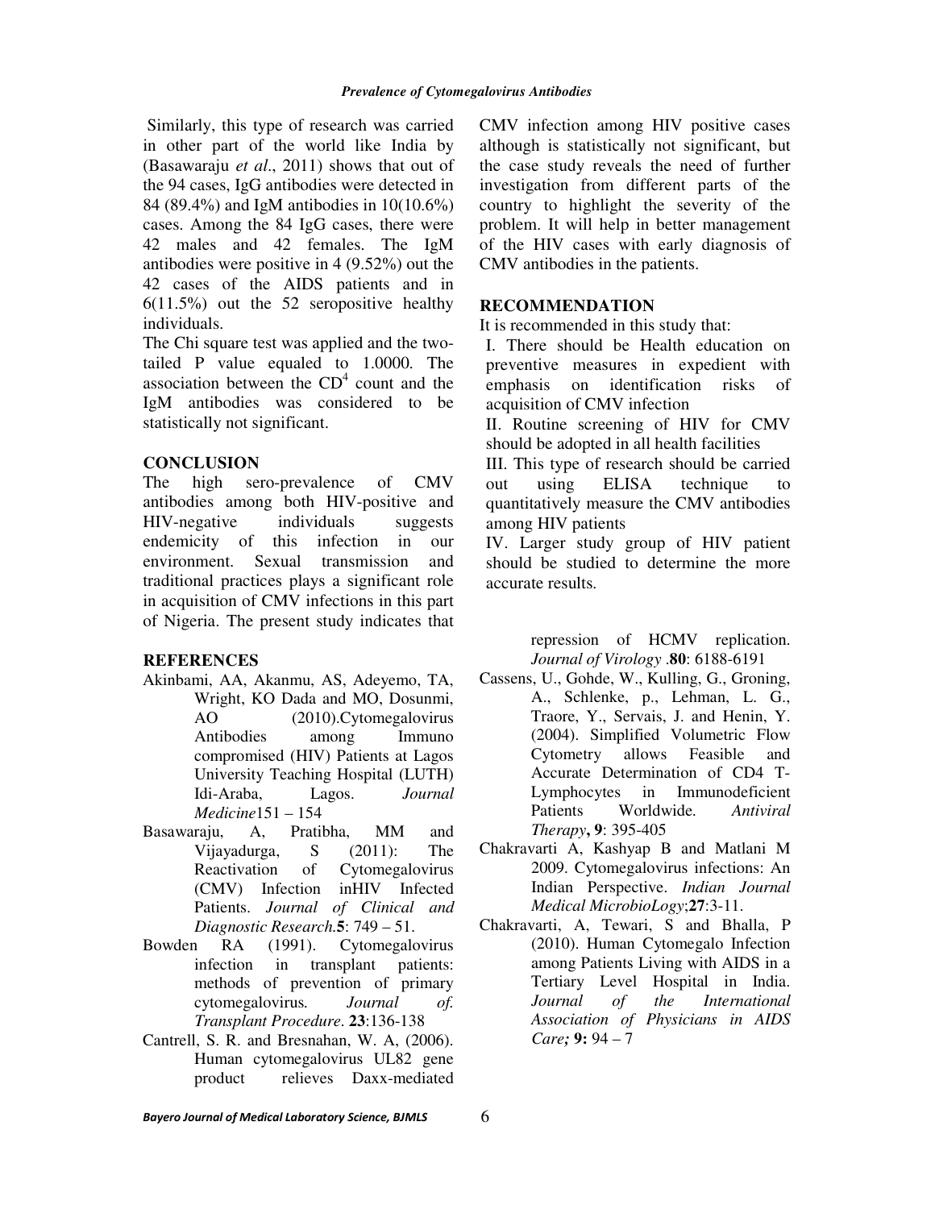Similarly, this type of research was carried in other part of the world like India by (Basawaraju *et al*., 2011) shows that out of the 94 cases, IgG antibodies were detected in 84 (89.4%) and IgM antibodies in 10(10.6%) cases. Among the 84 IgG cases, there were 42 males and 42 females. The IgM antibodies were positive in 4 (9.52%) out the 42 cases of the AIDS patients and in 6(11.5%) out the 52 seropositive healthy individuals.

The Chi square test was applied and the two-tailed P value equaled to 1.0000. The association between the $CD^4$ count and the IgM antibodies was considered to be statistically not significant.

## CONCLUSION

The high sero-prevalence of CMV antibodies among both HIV-positive and HIV-negative individuals suggests endemicity of this infection in our environment. Sexual transmission and traditional practices plays a significant role in acquisition of CMV infections in this part of Nigeria. The present study indicates that CMV infection among HIV positive cases although is statistically not significant, but the case study reveals the need of further investigation from different parts of the country to highlight the severity of the problem. It will help in better management of the HIV cases with early diagnosis of CMV antibodies in the patients.

## RECOMMENDATION

It is recommended in this study that:

I. There should be Health education on preventive measures in expedient with emphasis on identification risks of acquisition of CMV infection

II. Routine screening of HIV for CMV should be adopted in all health facilities

III. This type of research should be carried out using ELISA technique to quantitatively measure the CMV antibodies among HIV patients

IV. Larger study group of HIV patient should be studied to determine the more accurate results.

## REFERENCES

Akinbami, AA, Akanmu, AS, Adeyemo, TA, Wright, KO Dada and MO, Dosunmi, AO (2010).Cytomegalovirus Antibodies among Immuno compromised (HIV) Patients at Lagos University Teaching Hospital (LUTH) Idi-Araba, Lagos. *Journal Medicine*151 – 154

Basawaraju, A, Pratibha, MM and Vijayadurga, S (2011): The Reactivation of Cytomegalovirus (CMV) Infection inHIV Infected Patients. *Journal of Clinical and Diagnostic Research*.**5**: 749 – 51.

Bowden RA (1991). Cytomegalovirus infection in transplant patients: methods of prevention of primary cytomegalovirus. *Journal of. Transplant Procedure*. **23**:136-138

Cantrell, S. R. and Bresnahan, W. A, (2006). Human cytomegalovirus UL82 gene product relieves Daxx-mediated repression of HCMV replication. *Journal of Virology* .**80**: 6188-6191

Cassens, U., Gohde, W., Kulling, G., Groning, A., Schlenke, p., Lehman, L. G., Traore, Y., Servais, J. and Henin, Y. (2004). Simplified Volumetric Flow Cytometry allows Feasible and Accurate Determination of CD4 T-Lymphocytes in Immunodeficient Patients Worldwide. *Antiviral Therapy*, **9**: 395-405

Chakravarti A, Kashyap B and Matlani M 2009. Cytomegalovirus infections: An Indian Perspective. *Indian Journal Medical MicrobioLogy*;**27**:3-11.

Chakravarti, A, Tewari, S and Bhalla, P (2010). Human Cytomegalo Infection among Patients Living with AIDS in a Tertiary Level Hospital in India. *Journal of the International Association of Physicians in AIDS Care;* **9:** 94 – 7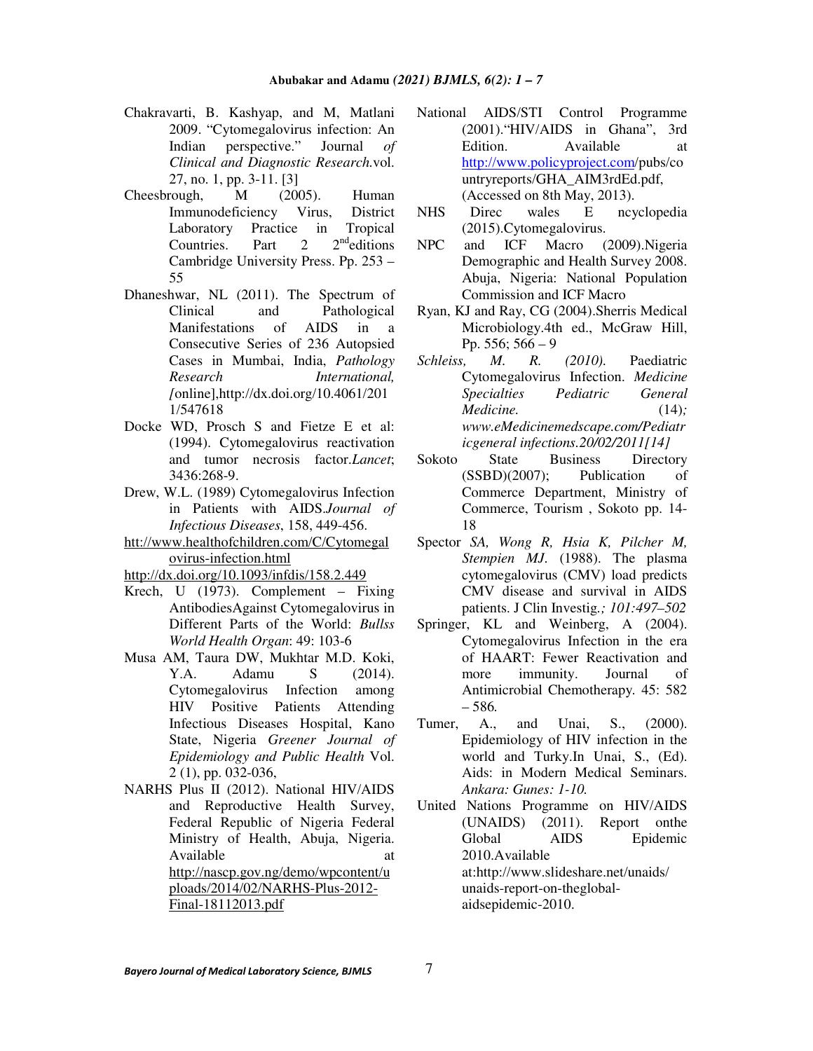Chakravarti, B. Kashyap, and M, Matlani 2009. "Cytomegalovirus infection: An Indian perspective." Journal *of Clinical and Diagnostic Research.*vol. 27, no. 1, pp. 3-11. [3]

Cheesbrough, M (2005). Human Immunodeficiency Virus, District Laboratory Practice in Tropical Countries. Part 2 2ndeditions Cambridge University Press. Pp. 253 – 55

Dhaneshwar, NL (2011). The Spectrum of Clinical and Pathological Manifestations of AIDS in a Consecutive Series of 236 Autopsied Cases in Mumbai, India, *Pathology Research International, [*online],http://dx.doi.org/10.4061/2011/547618

Docke WD, Prosch S and Fietze E et al: (1994). Cytomegalovirus reactivation and tumor necrosis factor.*Lancet*; 3436:268-9.

Drew, W.L. (1989) Cytomegalovirus Infection in Patients with AIDS.*Journal of Infectious Diseases*, 158, 449-456.

htt://www.healthofchildren.com/C/Cytomegalovirus-infection.html

http://dx.doi.org/10.1093/infdis/158.2.449

Krech, U (1973). Complement – Fixing AntibodiesAgainst Cytomegalovirus in Different Parts of the World: *Bullss World Health Organ*: 49: 103-6

Musa AM, Taura DW, Mukhtar M.D. Koki, Y.A. Adamu S (2014). Cytomegalovirus Infection among HIV Positive Patients Attending Infectious Diseases Hospital, Kano State, Nigeria *Greener Journal of Epidemiology and Public Health* Vol. 2 (1), pp. 032-036,

NARHS Plus II (2012). National HIV/AIDS and Reproductive Health Survey, Federal Republic of Nigeria Federal Ministry of Health, Abuja, Nigeria. Available at http://nascp.gov.ng/demo/wpcontent/uploads/2014/02/NARHS-Plus-2012-Final-18112013.pdf

National AIDS/STI Control Programme (2001)."HIV/AIDS in Ghana", 3rd Edition. Available at http://www.policyproject.com/pubs/countryreports/GHA_AIM3rdEd.pdf, (Accessed on 8th May, 2013).

NHS Direc wales E ncyclopedia (2015).Cytomegalovirus.

NPC and ICF Macro (2009).Nigeria Demographic and Health Survey 2008. Abuja, Nigeria: National Population Commission and ICF Macro

Ryan, KJ and Ray, CG (2004).Sherris Medical Microbiology.4th ed., McGraw Hill, Pp. 556; 566 – 9

*Schleiss, M. R. (2010).* Paediatric Cytomegalovirus Infection. *Medicine Specialties Pediatric General Medicine.* (14)*; www.eMedicinemedscape.com/Pediatricgeneral infections.20/02/2011[14]*

Sokoto State Business Directory (SSBD)(2007); Publication of Commerce Department, Ministry of Commerce, Tourism , Sokoto pp. 14-18

Spector *SA, Wong R, Hsia K, Pilcher M, Stempien MJ*. (1988). The plasma cytomegalovirus (CMV) load predicts CMV disease and survival in AIDS patients. J Clin Investig.*; 101:497–502*

Springer, KL and Weinberg, A (2004). Cytomegalovirus Infection in the era of HAART: Fewer Reactivation and more immunity. Journal of Antimicrobial Chemotherapy. 45: 582 – 586.

Tumer, A., and Unai, S., (2000). Epidemiology of HIV infection in the world and Turky.In Unai, S., (Ed). Aids: in Modern Medical Seminars. *Ankara: Gunes: 1-10.*

United Nations Programme on HIV/AIDS (UNAIDS) (2011). Report onthe Global AIDS Epidemic 2010.Available at:http://www.slideshare.net/unaids/unaids-report-on-theglobal-aidsepidemic-2010.